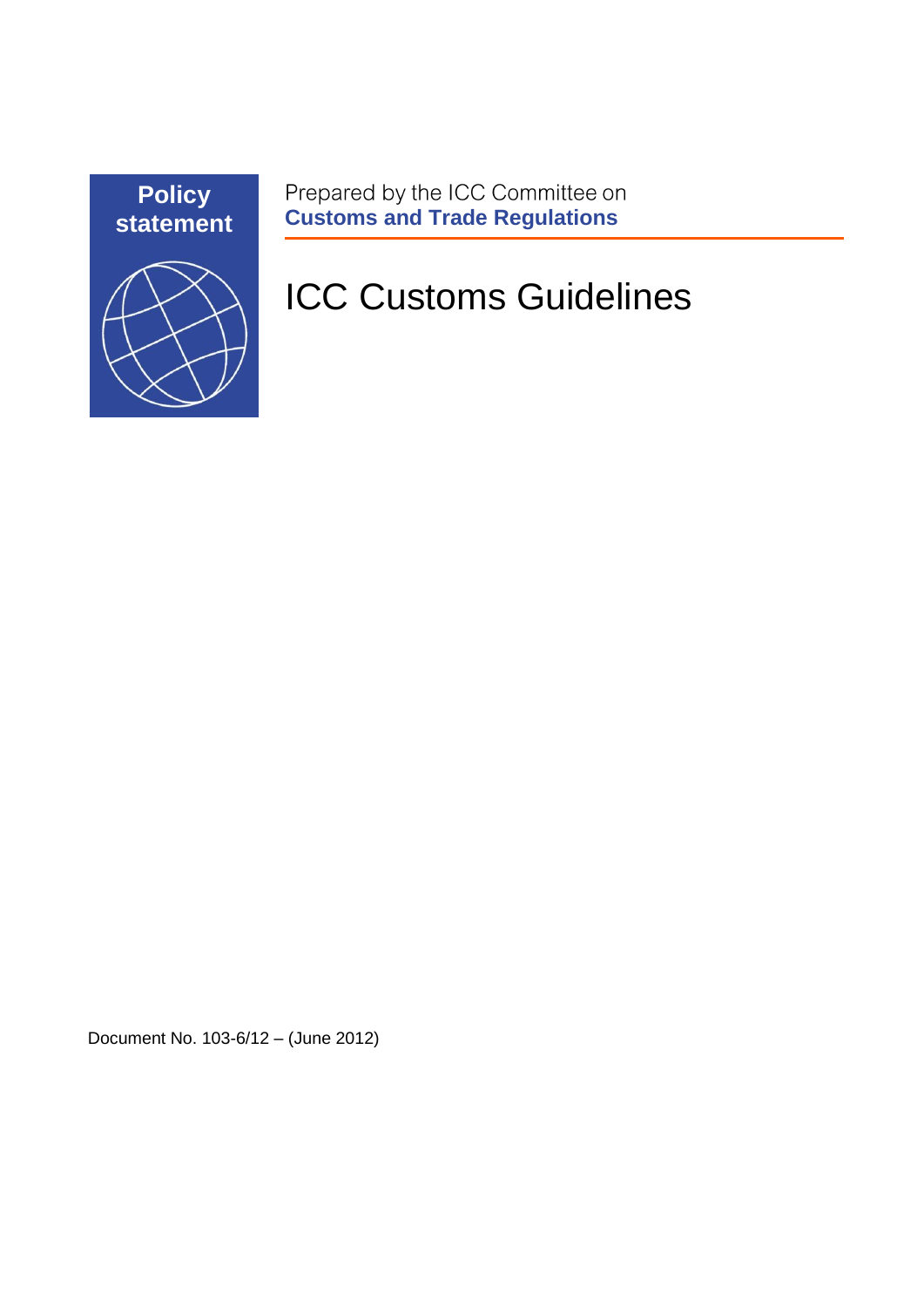**Policy statement**

Prepared by the ICC Committee on
**Customs and Trade Regulations**

# ICC Customs Guidelines

Document No. 103-6/12 – (June 2012)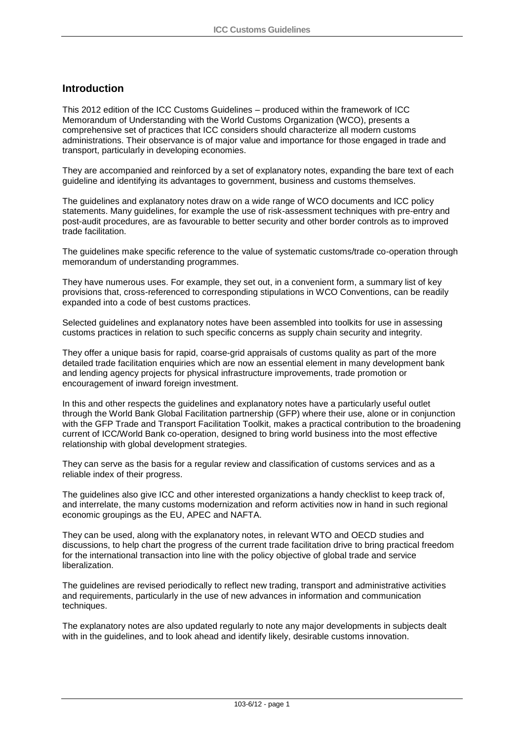## Introduction

This 2012 edition of the ICC Customs Guidelines – produced within the framework of ICC Memorandum of Understanding with the World Customs Organization (WCO), presents a comprehensive set of practices that ICC considers should characterize all modern customs administrations. Their observance is of major value and importance for those engaged in trade and transport, particularly in developing economies.

They are accompanied and reinforced by a set of explanatory notes, expanding the bare text of each guideline and identifying its advantages to government, business and customs themselves.

The guidelines and explanatory notes draw on a wide range of WCO documents and ICC policy statements. Many guidelines, for example the use of risk-assessment techniques with pre-entry and post-audit procedures, are as favourable to better security and other border controls as to improved trade facilitation.

The guidelines make specific reference to the value of systematic customs/trade co-operation through memorandum of understanding programmes.

They have numerous uses. For example, they set out, in a convenient form, a summary list of key provisions that, cross-referenced to corresponding stipulations in WCO Conventions, can be readily expanded into a code of best customs practices.

Selected guidelines and explanatory notes have been assembled into toolkits for use in assessing customs practices in relation to such specific concerns as supply chain security and integrity.

They offer a unique basis for rapid, coarse-grid appraisals of customs quality as part of the more detailed trade facilitation enquiries which are now an essential element in many development bank and lending agency projects for physical infrastructure improvements, trade promotion or encouragement of inward foreign investment.

In this and other respects the guidelines and explanatory notes have a particularly useful outlet through the World Bank Global Facilitation partnership (GFP) where their use, alone or in conjunction with the GFP Trade and Transport Facilitation Toolkit, makes a practical contribution to the broadening current of ICC/World Bank co-operation, designed to bring world business into the most effective relationship with global development strategies.

They can serve as the basis for a regular review and classification of customs services and as a reliable index of their progress.

The guidelines also give ICC and other interested organizations a handy checklist to keep track of, and interrelate, the many customs modernization and reform activities now in hand in such regional economic groupings as the EU, APEC and NAFTA.

They can be used, along with the explanatory notes, in relevant WTO and OECD studies and discussions, to help chart the progress of the current trade facilitation drive to bring practical freedom for the international transaction into line with the policy objective of global trade and service liberalization.

The guidelines are revised periodically to reflect new trading, transport and administrative activities and requirements, particularly in the use of new advances in information and communication techniques.

The explanatory notes are also updated regularly to note any major developments in subjects dealt with in the guidelines, and to look ahead and identify likely, desirable customs innovation.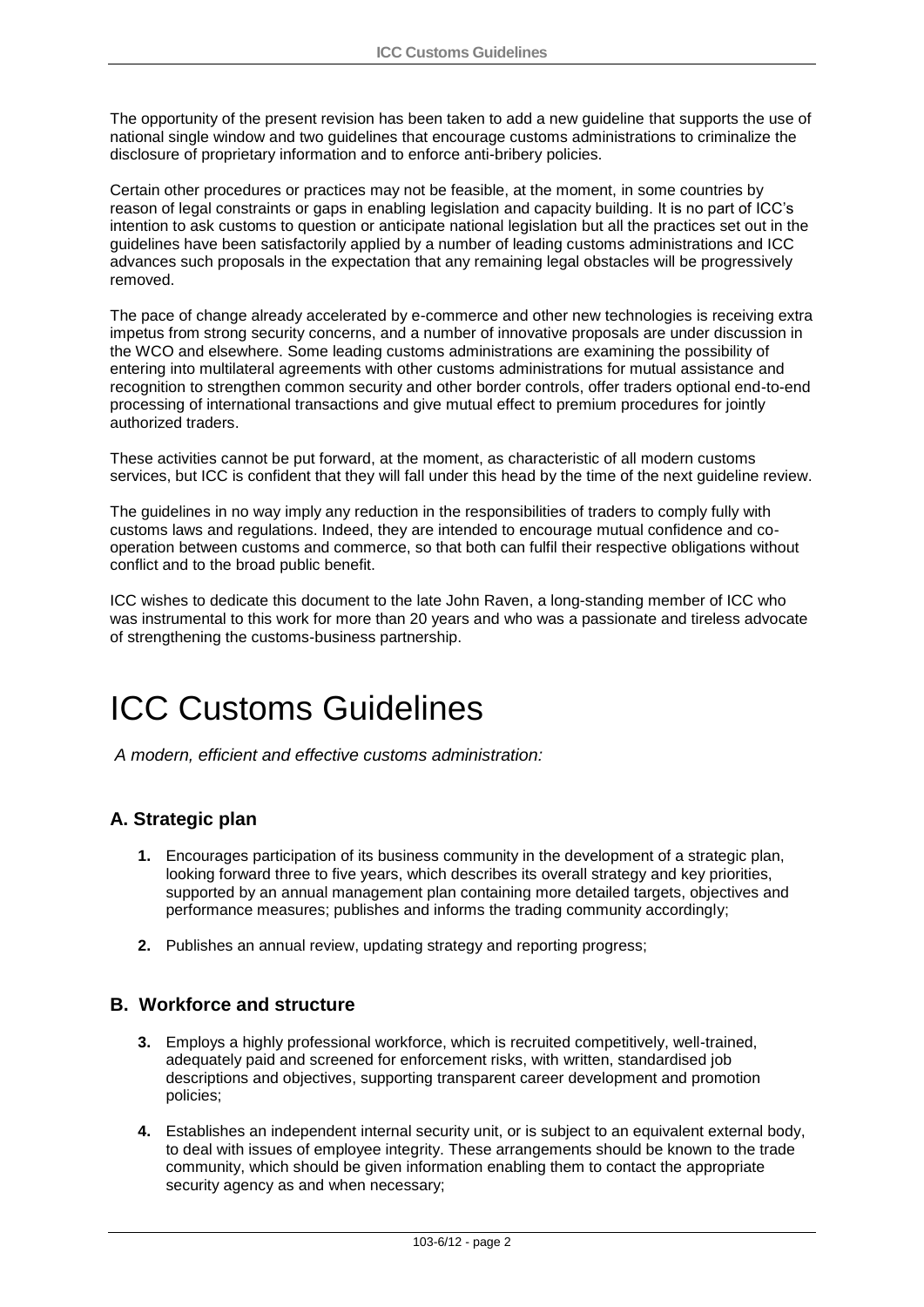The opportunity of the present revision has been taken to add a new guideline that supports the use of national single window and two guidelines that encourage customs administrations to criminalize the disclosure of proprietary information and to enforce anti-bribery policies.

Certain other procedures or practices may not be feasible, at the moment, in some countries by reason of legal constraints or gaps in enabling legislation and capacity building. It is no part of ICC's intention to ask customs to question or anticipate national legislation but all the practices set out in the guidelines have been satisfactorily applied by a number of leading customs administrations and ICC advances such proposals in the expectation that any remaining legal obstacles will be progressively removed.

The pace of change already accelerated by e-commerce and other new technologies is receiving extra impetus from strong security concerns, and a number of innovative proposals are under discussion in the WCO and elsewhere. Some leading customs administrations are examining the possibility of entering into multilateral agreements with other customs administrations for mutual assistance and recognition to strengthen common security and other border controls, offer traders optional end-to-end processing of international transactions and give mutual effect to premium procedures for jointly authorized traders.

These activities cannot be put forward, at the moment, as characteristic of all modern customs services, but ICC is confident that they will fall under this head by the time of the next guideline review.

The guidelines in no way imply any reduction in the responsibilities of traders to comply fully with customs laws and regulations. Indeed, they are intended to encourage mutual confidence and co-operation between customs and commerce, so that both can fulfil their respective obligations without conflict and to the broad public benefit.

ICC wishes to dedicate this document to the late John Raven, a long-standing member of ICC who was instrumental to this work for more than 20 years and who was a passionate and tireless advocate of strengthening the customs-business partnership.

# ICC Customs Guidelines

*A modern, efficient and effective customs administration:*

## A. Strategic plan

**1.** Encourages participation of its business community in the development of a strategic plan, looking forward three to five years, which describes its overall strategy and key priorities, supported by an annual management plan containing more detailed targets, objectives and performance measures; publishes and informs the trading community accordingly;

**2.** Publishes an annual review, updating strategy and reporting progress;

## B. Workforce and structure

**3.** Employs a highly professional workforce, which is recruited competitively, well-trained, adequately paid and screened for enforcement risks, with written, standardised job descriptions and objectives, supporting transparent career development and promotion policies;

**4.** Establishes an independent internal security unit, or is subject to an equivalent external body, to deal with issues of employee integrity. These arrangements should be known to the trade community, which should be given information enabling them to contact the appropriate security agency as and when necessary;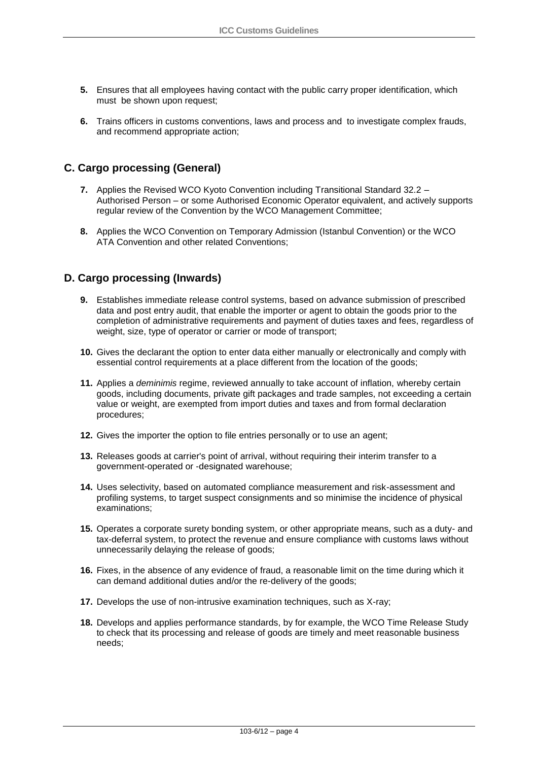5. Ensures that all employees having contact with the public carry proper identification, which must be shown upon request;

6. Trains officers in customs conventions, laws and process and to investigate complex frauds, and recommend appropriate action;

## C. Cargo processing (General)

7. Applies the Revised WCO Kyoto Convention including Transitional Standard 32.2 – Authorised Person – or some Authorised Economic Operator equivalent, and actively supports regular review of the Convention by the WCO Management Committee;

8. Applies the WCO Convention on Temporary Admission (Istanbul Convention) or the WCO ATA Convention and other related Conventions;

## D. Cargo processing (Inwards)

9. Establishes immediate release control systems, based on advance submission of prescribed data and post entry audit, that enable the importer or agent to obtain the goods prior to the completion of administrative requirements and payment of duties taxes and fees, regardless of weight, size, type of operator or carrier or mode of transport;

10. Gives the declarant the option to enter data either manually or electronically and comply with essential control requirements at a place different from the location of the goods;

11. Applies a *deminimis* regime, reviewed annually to take account of inflation, whereby certain goods, including documents, private gift packages and trade samples, not exceeding a certain value or weight, are exempted from import duties and taxes and from formal declaration procedures;

12. Gives the importer the option to file entries personally or to use an agent;

13. Releases goods at carrier's point of arrival, without requiring their interim transfer to a government-operated or -designated warehouse;

14. Uses selectivity, based on automated compliance measurement and risk-assessment and profiling systems, to target suspect consignments and so minimise the incidence of physical examinations;

15. Operates a corporate surety bonding system, or other appropriate means, such as a duty- and tax-deferral system, to protect the revenue and ensure compliance with customs laws without unnecessarily delaying the release of goods;

16. Fixes, in the absence of any evidence of fraud, a reasonable limit on the time during which it can demand additional duties and/or the re-delivery of the goods;

17. Develops the use of non-intrusive examination techniques, such as X-ray;

18. Develops and applies performance standards, by for example, the WCO Time Release Study to check that its processing and release of goods are timely and meet reasonable business needs;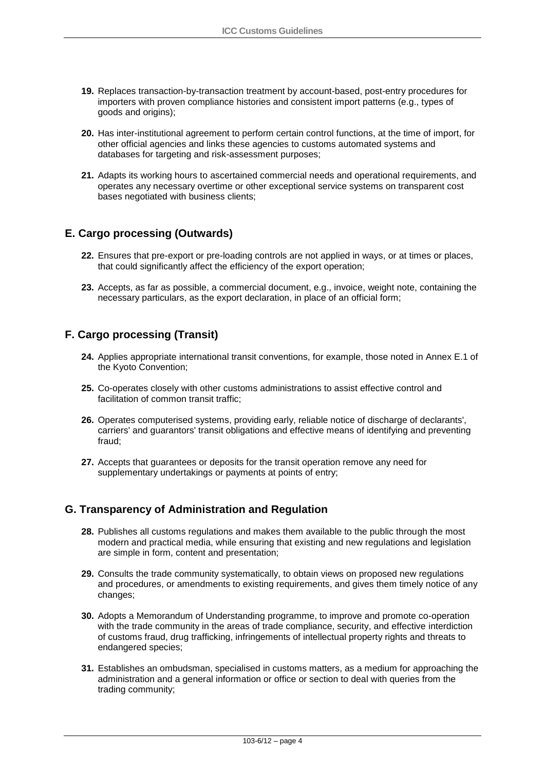**19.** Replaces transaction-by-transaction treatment by account-based, post-entry procedures for importers with proven compliance histories and consistent import patterns (e.g., types of goods and origins);

**20.** Has inter-institutional agreement to perform certain control functions, at the time of import, for other official agencies and links these agencies to customs automated systems and databases for targeting and risk-assessment purposes;

**21.** Adapts its working hours to ascertained commercial needs and operational requirements, and operates any necessary overtime or other exceptional service systems on transparent cost bases negotiated with business clients;

## E. Cargo processing (Outwards)

**22.** Ensures that pre-export or pre-loading controls are not applied in ways, or at times or places, that could significantly affect the efficiency of the export operation;

**23.** Accepts, as far as possible, a commercial document, e.g., invoice, weight note, containing the necessary particulars, as the export declaration, in place of an official form;

## F. Cargo processing (Transit)

**24.** Applies appropriate international transit conventions, for example, those noted in Annex E.1 of the Kyoto Convention;

**25.** Co-operates closely with other customs administrations to assist effective control and facilitation of common transit traffic;

**26.** Operates computerised systems, providing early, reliable notice of discharge of declarants', carriers' and guarantors' transit obligations and effective means of identifying and preventing fraud;

**27.** Accepts that guarantees or deposits for the transit operation remove any need for supplementary undertakings or payments at points of entry;

## G. Transparency of Administration and Regulation

**28.** Publishes all customs regulations and makes them available to the public through the most modern and practical media, while ensuring that existing and new regulations and legislation are simple in form, content and presentation;

**29.** Consults the trade community systematically, to obtain views on proposed new regulations and procedures, or amendments to existing requirements, and gives them timely notice of any changes;

**30.** Adopts a Memorandum of Understanding programme, to improve and promote co-operation with the trade community in the areas of trade compliance, security, and effective interdiction of customs fraud, drug trafficking, infringements of intellectual property rights and threats to endangered species;

**31.** Establishes an ombudsman, specialised in customs matters, as a medium for approaching the administration and a general information or office or section to deal with queries from the trading community;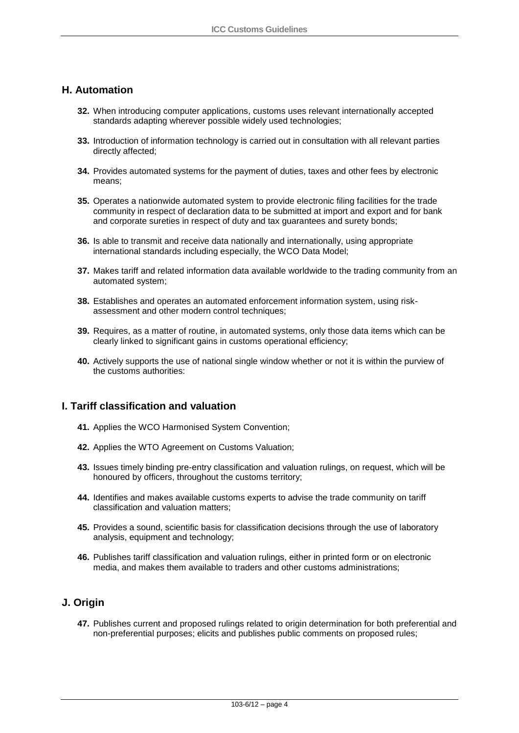## H. Automation

**32.** When introducing computer applications, customs uses relevant internationally accepted standards adapting wherever possible widely used technologies;

**33.** Introduction of information technology is carried out in consultation with all relevant parties directly affected;

**34.** Provides automated systems for the payment of duties, taxes and other fees by electronic means;

**35.** Operates a nationwide automated system to provide electronic filing facilities for the trade community in respect of declaration data to be submitted at import and export and for bank and corporate sureties in respect of duty and tax guarantees and surety bonds;

**36.** Is able to transmit and receive data nationally and internationally, using appropriate international standards including especially, the WCO Data Model;

**37.** Makes tariff and related information data available worldwide to the trading community from an automated system;

**38.** Establishes and operates an automated enforcement information system, using risk-assessment and other modern control techniques;

**39.** Requires, as a matter of routine, in automated systems, only those data items which can be clearly linked to significant gains in customs operational efficiency;

**40.** Actively supports the use of national single window whether or not it is within the purview of the customs authorities:

## I. Tariff classification and valuation

**41.** Applies the WCO Harmonised System Convention;

**42.** Applies the WTO Agreement on Customs Valuation;

**43.** Issues timely binding pre-entry classification and valuation rulings, on request, which will be honoured by officers, throughout the customs territory;

**44.** Identifies and makes available customs experts to advise the trade community on tariff classification and valuation matters;

**45.** Provides a sound, scientific basis for classification decisions through the use of laboratory analysis, equipment and technology;

**46.** Publishes tariff classification and valuation rulings, either in printed form or on electronic media, and makes them available to traders and other customs administrations;

## J. Origin

**47.** Publishes current and proposed rulings related to origin determination for both preferential and non-preferential purposes; elicits and publishes public comments on proposed rules;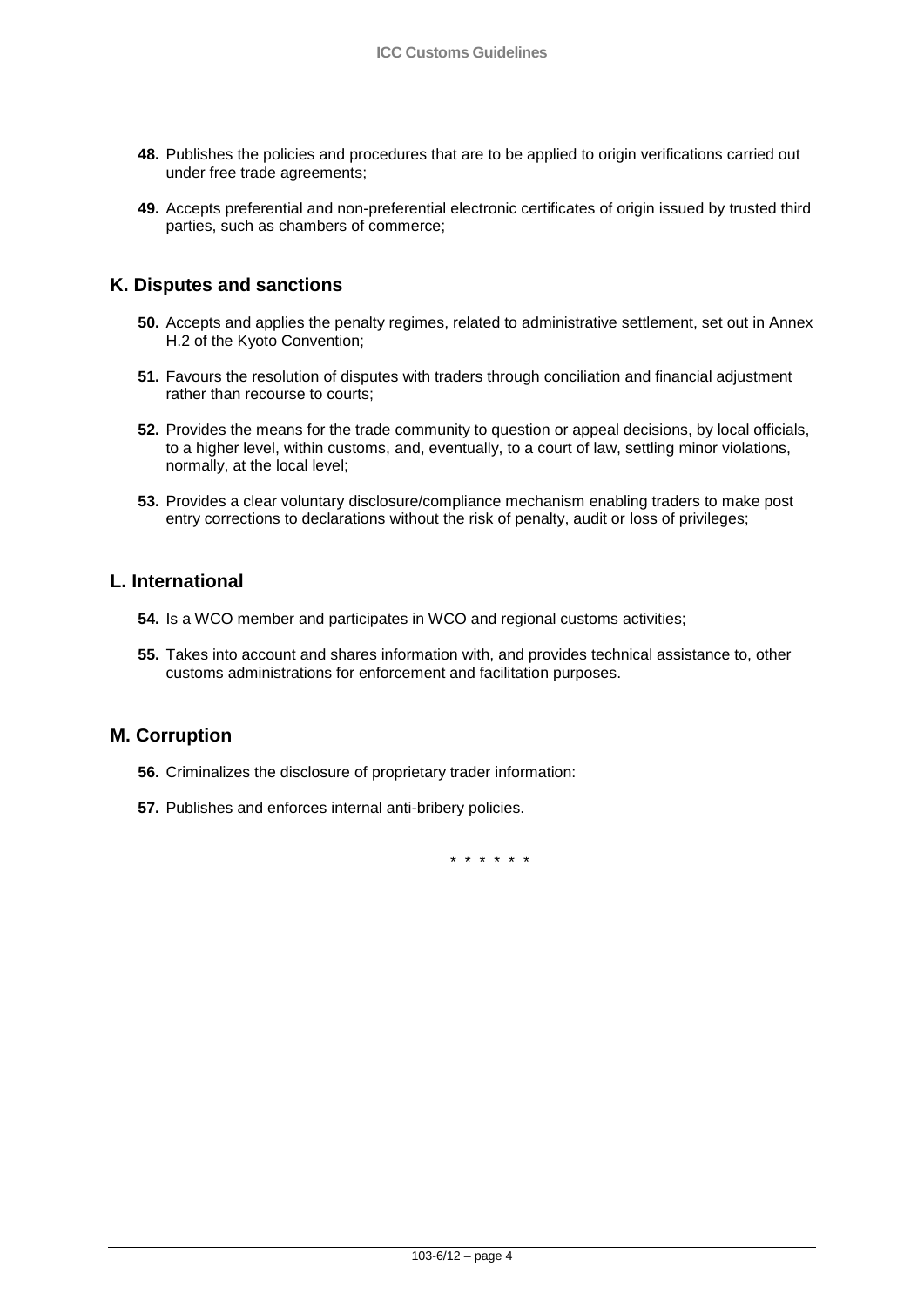**48.** Publishes the policies and procedures that are to be applied to origin verifications carried out under free trade agreements;

**49.** Accepts preferential and non-preferential electronic certificates of origin issued by trusted third parties, such as chambers of commerce;

## K. Disputes and sanctions

**50.** Accepts and applies the penalty regimes, related to administrative settlement, set out in Annex H.2 of the Kyoto Convention;

**51.** Favours the resolution of disputes with traders through conciliation and financial adjustment rather than recourse to courts;

**52.** Provides the means for the trade community to question or appeal decisions, by local officials, to a higher level, within customs, and, eventually, to a court of law, settling minor violations, normally, at the local level;

**53.** Provides a clear voluntary disclosure/compliance mechanism enabling traders to make post entry corrections to declarations without the risk of penalty, audit or loss of privileges;

## L. International

**54.** Is a WCO member and participates in WCO and regional customs activities;

**55.** Takes into account and shares information with, and provides technical assistance to, other customs administrations for enforcement and facilitation purposes.

## M. Corruption

**56.** Criminalizes the disclosure of proprietary trader information:

**57.** Publishes and enforces internal anti-bribery policies.

\* \* \* \* \* \*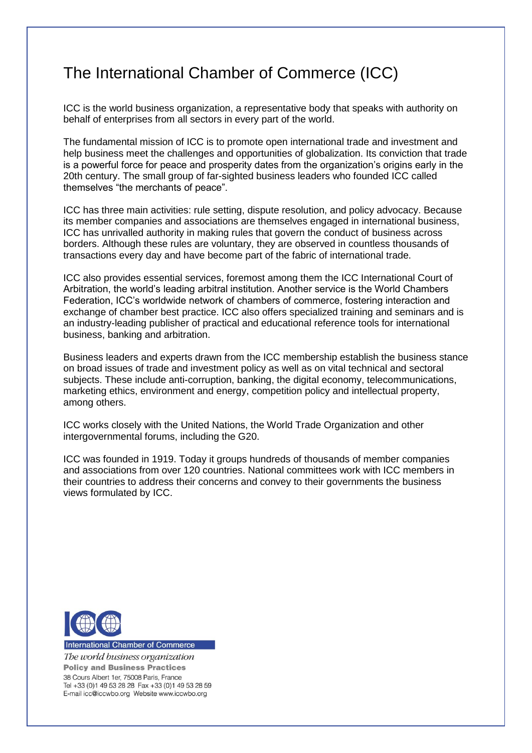# The International Chamber of Commerce (ICC)

ICC is the world business organization, a representative body that speaks with authority on behalf of enterprises from all sectors in every part of the world.

The fundamental mission of ICC is to promote open international trade and investment and help business meet the challenges and opportunities of globalization. Its conviction that trade is a powerful force for peace and prosperity dates from the organization's origins early in the 20th century. The small group of far-sighted business leaders who founded ICC called themselves "the merchants of peace".

ICC has three main activities: rule setting, dispute resolution, and policy advocacy. Because its member companies and associations are themselves engaged in international business, ICC has unrivalled authority in making rules that govern the conduct of business across borders. Although these rules are voluntary, they are observed in countless thousands of transactions every day and have become part of the fabric of international trade.

ICC also provides essential services, foremost among them the ICC International Court of Arbitration, the world's leading arbitral institution. Another service is the World Chambers Federation, ICC's worldwide network of chambers of commerce, fostering interaction and exchange of chamber best practice. ICC also offers specialized training and seminars and is an industry-leading publisher of practical and educational reference tools for international business, banking and arbitration.

Business leaders and experts drawn from the ICC membership establish the business stance on broad issues of trade and investment policy as well as on vital technical and sectoral subjects. These include anti-corruption, banking, the digital economy, telecommunications, marketing ethics, environment and energy, competition policy and intellectual property, among others.

ICC works closely with the United Nations, the World Trade Organization and other intergovernmental forums, including the G20.

ICC was founded in 1919. Today it groups hundreds of thousands of member companies and associations from over 120 countries. National committees work with ICC members in their countries to address their concerns and convey to their governments the business views formulated by ICC.

International Chamber of Commerce

*The world business organization*

**Policy and Business Practices**

38 Cours Albert 1er, 75008 Paris, France
Tel +33 (0)1 49 53 28 28 Fax +33 (0)1 49 53 28 59
E-mail icc@iccwbo.org Website www.iccwbo.org